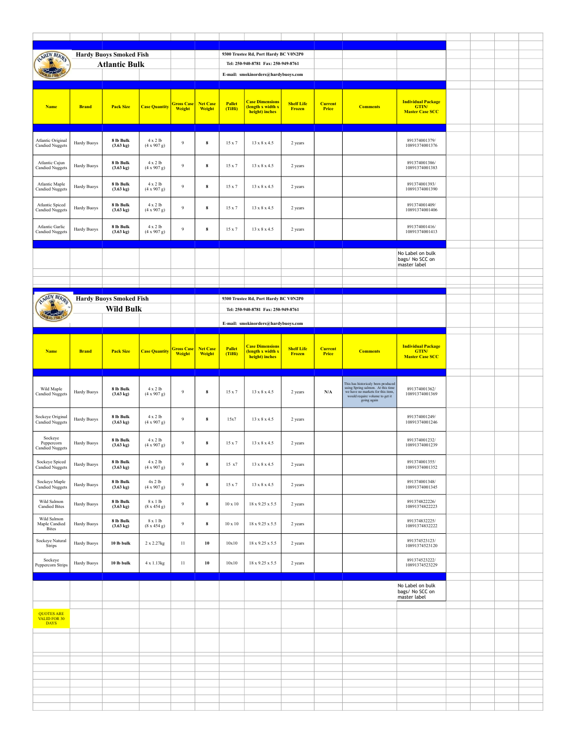# Hardy Buoys Smoked Fish

## Atlantic Bulk

9300 Trustee Rd, Port Hardy BC V0N2P0

Tel: 250-940-8781 Fax: 250-949-8761

E-mail: smokinorders@hardybuoys.com

| Name | Brand | Pack Size | Case Quantity | Gross Case Weight | Net Case Weight | Pallet (TiHi) | Case Dimensions (length x width x height) inches | Shelf Life Frozen | Current Price | Comments | Individual Package GTIN/ Master Case SCC |
|---|---|---|---|---|---|---|---|---|---|---|---|
| Atlantic Original Candied Nuggets | Hardy Buoys | **8 lb Bulk (3.63 kg)** | 4 x 2 lb (4 x 907 g) | 9 | **8** | 15 x 7 | 13 x 8 x 4.5 | 2 years | | | 891374001379/ 10891374001376 |
| Atlantic Cajun Candied Nuggets | Hardy Buoys | **8 lb Bulk (3.63 kg)** | 4 x 2 lb (4 x 907 g) | 9 | **8** | 15 x 7 | 13 x 8 x 4.5 | 2 years | | | 891374001386/ 10891374001383 |
| Atlantic Maple Candied Nuggets | Hardy Buoys | **8 lb Bulk (3.63 kg)** | 4 x 2 lb (4 x 907 g) | 9 | **8** | 15 x 7 | 13 x 8 x 4.5 | 2 years | | | 891374001393/ 10891374001390 |
| Atlantic Spiced Candied Nuggets | Hardy Buoys | **8 lb Bulk (3.63 kg)** | 4 x 2 lb (4 x 907 g) | 9 | **8** | 15 x 7 | 13 x 8 x 4.5 | 2 years | | | 891374001409/ 10891374001406 |
| Atlantic Garlic Candied Nuggets | Hardy Buoys | **8 lb Bulk (3.63 kg)** | 4 x 2 lb (4 x 907 g) | 9 | **8** | 15 x 7 | 13 x 8 x 4.5 | 2 years | | | 891374001416/ 10891374001413 |

No Label on bulk bags/ No SCC on master label

# Hardy Buoys Smoked Fish

## Wild Bulk

9300 Trustee Rd, Port Hardy BC V0N2P0

Tel: 250-940-8781 Fax: 250-949-8761

E-mail: smokinorders@hardybuoys.com

| Name | Brand | Pack Size | Case Quantity | Gross Case Weight | Net Case Weight | Pallet (TiHi) | Case Dimensions (length x width x height) inches | Shelf Life Frozen | Current Price | Comments | Individual Package GTIN/ Master Case SCC |
|---|---|---|---|---|---|---|---|---|---|---|---|
| Wild Maple Candied Nuggets | Hardy Buoys | **8 lb Bulk (3.63 kg)** | 4 x 2 lb (4 x 907 g) | 9 | **8** | 15 x 7 | 13 x 8 x 4.5 | 2 years | N/A | This has historicaly been produced using Spring salmon. At this time we have no markets for this item, would require volume to get it going again | 891374001362/ 10891374001369 |
| Sockeye Original Candied Nuggets | Hardy Buoys | **8 lb Bulk (3.63 kg)** | 4 x 2 lb (4 x 907 g) | 9 | **8** | 15x7 | 13 x 8 x 4.5 | 2 years | | | 891374001249/ 10891374001246 |
| Sockeye Peppercorn Candied Nuggets | Hardy Buoys | **8 lb Bulk (3.63 kg)** | 4 x 2 lb (4 x 907 g) | 9 | **8** | 15 x 7 | 13 x 8 x 4.5 | 2 years | | | 891374001232/ 10891374001239 |
| Sockeye Spiced Candied Nuggets | Hardy Buoys | **8 lb Bulk (3.63 kg)** | 4 x 2 lb (4 x 907 g) | 9 | **8** | 15 x7 | 13 x 8 x 4.5 | 2 years | | | 891374001355/ 10891374001352 |
| Sockeye Maple Candied Nuggets | Hardy Buoys | **8 lb Bulk (3.63 kg)** | 4x 2 lb (4 x 907 g) | 9 | **8** | 15 x 7 | 13 x 8 x 4.5 | 2 years | | | 891374001348/ 10891374001345 |
| Wild Salmon Candied Bites | Hardy Buoys | **8 lb Bulk (3.63 kg)** | 8 x 1 lb (8 x 454 g) | 9 | **8** | 10 x 10 | 18 x 9.25 x 5.5 | 2 years | | | 891374822226/ 10891374822223 |
| Wild Salmon Maple Candied Bites | Hardy Buoys | **8 lb Bulk (3.63 kg)** | 8 x 1 lb (8 x 454 g) | 9 | **8** | 10 x 10 | 18 x 9.25 x 5.5 | 2 years | | | 891374832225/ 10891374832222 |
| Sockeye Natural Strips | Hardy Buoys | **10 lb bulk** | 2 x 2.27kg | 11 | **10** | 10x10 | 18 x 9.25 x 5.5 | 2 years | | | 891374523123/ 10891374523120 |
| Sockeye Peppercorn Strips | Hardy Buoys | **10 lb bulk** | 4 x 1.13kg | 11 | **10** | 10x10 | 18 x 9.25 x 5.5 | 2 years | | | 891374523222/ 10891374523229 |

No Label on bulk bags/ No SCC on master label

QUOTES ARE VALID FOR 30 DAYS